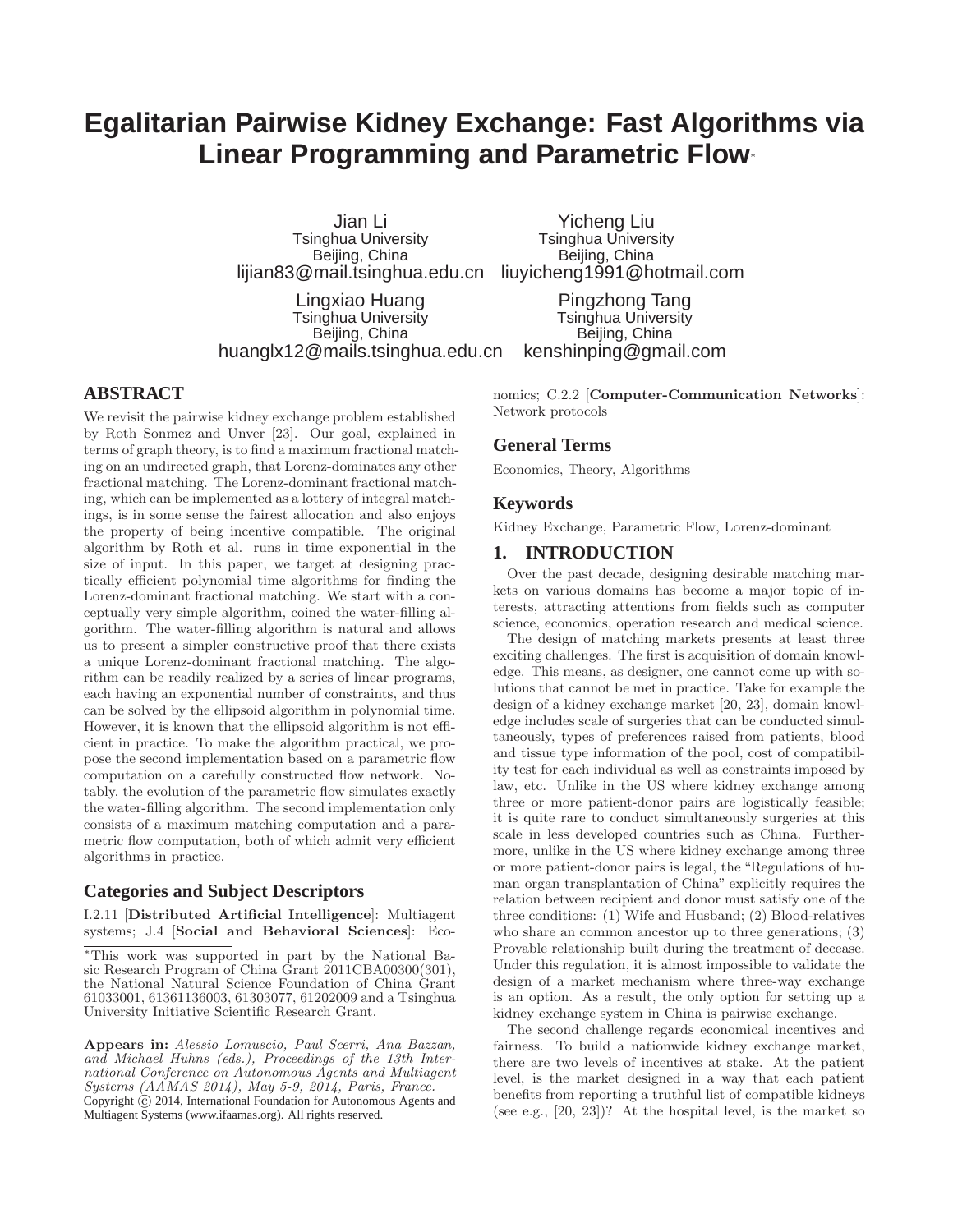# Egalitarian Pairwise Kidney Exchange: Fast Algorithms via Linear Programming and Parametric Flow*

Jian Li
Tsinghua University
Beijing, China
lijian83@mail.tsinghua.edu.cn

Yicheng Liu
Tsinghua University
Beijing, China
liuyicheng1991@hotmail.com

Lingxiao Huang
Tsinghua University
Beijing, China
huanglx12@mails.tsinghua.edu.cn

Pingzhong Tang
Tsinghua University
Beijing, China
kenshinping@gmail.com

## ABSTRACT

We revisit the pairwise kidney exchange problem established by Roth Sonmez and Unver [23]. Our goal, explained in terms of graph theory, is to find a maximum fractional matching on an undirected graph, that Lorenz-dominates any other fractional matching. The Lorenz-dominant fractional matching, which can be implemented as a lottery of integral matchings, is in some sense the fairest allocation and also enjoys the property of being incentive compatible. The original algorithm by Roth et al. runs in time exponential in the size of input. In this paper, we target at designing practically efficient polynomial time algorithms for finding the Lorenz-dominant fractional matching. We start with a conceptually very simple algorithm, coined the water-filling algorithm. The water-filling algorithm is natural and allows us to present a simpler constructive proof that there exists a unique Lorenz-dominant fractional matching. The algorithm can be readily realized by a series of linear programs, each having an exponential number of constraints, and thus can be solved by the ellipsoid algorithm in polynomial time. However, it is known that the ellipsoid algorithm is not efficient in practice. To make the algorithm practical, we propose the second implementation based on a parametric flow computation on a carefully constructed flow network. Notably, the evolution of the parametric flow simulates exactly the water-filling algorithm. The second implementation only consists of a maximum matching computation and a parametric flow computation, both of which admit very efficient algorithms in practice.

### Categories and Subject Descriptors

I.2.11 [**Distributed Artificial Intelligence**]: Multiagent systems; J.4 [**Social and Behavioral Sciences**]: Economics; C.2.2 [**Computer-Communication Networks**]: Network protocols

### General Terms

Economics, Theory, Algorithms

### Keywords

Kidney Exchange, Parametric Flow, Lorenz-dominant

## 1. INTRODUCTION

Over the past decade, designing desirable matching markets on various domains has become a major topic of interests, attracting attentions from fields such as computer science, economics, operation research and medical science.

The design of matching markets presents at least three exciting challenges. The first is acquisition of domain knowledge. This means, as designer, one cannot come up with solutions that cannot be met in practice. Take for example the design of a kidney exchange market [20, 23], domain knowledge includes scale of surgeries that can be conducted simultaneously, types of preferences raised from patients, blood and tissue type information of the pool, cost of compatibility test for each individual as well as constraints imposed by law, etc. Unlike in the US where kidney exchange among three or more patient-donor pairs are logistically feasible; it is quite rare to conduct simultaneously surgeries at this scale in less developed countries such as China. Furthermore, unlike in the US where kidney exchange among three or more patient-donor pairs is legal, the "Regulations of human organ transplantation of China" explicitly requires the relation between recipient and donor must satisfy one of the three conditions: (1) Wife and Husband; (2) Blood-relatives who share an common ancestor up to three generations; (3) Provable relationship built during the treatment of decease. Under this regulation, it is almost impossible to validate the design of a market mechanism where three-way exchange is an option. As a result, the only option for setting up a kidney exchange system in China is pairwise exchange.

The second challenge regards economical incentives and fairness. To build a nationwide kidney exchange market, there are two levels of incentives at stake. At the patient level, is the market designed in a way that each patient benefits from reporting a truthful list of compatible kidneys (see e.g., [20, 23])? At the hospital level, is the market so

*This work was supported in part by the National Basic Research Program of China Grant 2011CBA00300(301), the National Natural Science Foundation of China Grant 61033001, 61361136003, 61303077, 61202009 and a Tsinghua University Initiative Scientific Research Grant.

**Appears in:** *Alessio Lomuscio, Paul Scerri, Ana Bazzan, and Michael Huhns (eds.), Proceedings of the 13th International Conference on Autonomous Agents and Multiagent Systems (AAMAS 2014), May 5-9, 2014, Paris, France.*
Copyright © 2014, International Foundation for Autonomous Agents and Multiagent Systems (www.ifaamas.org). All rights reserved.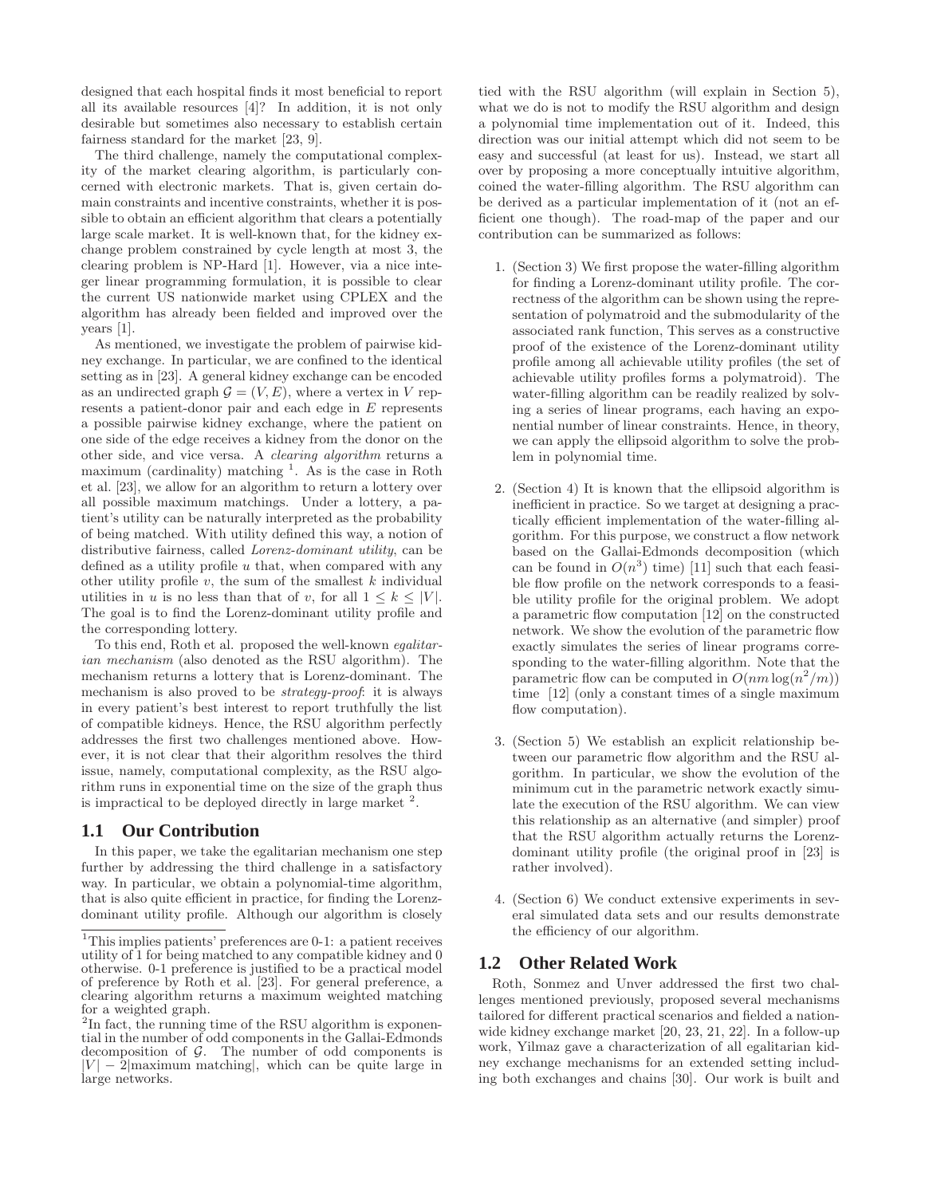designed that each hospital finds it most beneficial to report all its available resources [4]? In addition, it is not only desirable but sometimes also necessary to establish certain fairness standard for the market [23, 9].

The third challenge, namely the computational complexity of the market clearing algorithm, is particularly concerned with electronic markets. That is, given certain domain constraints and incentive constraints, whether it is possible to obtain an efficient algorithm that clears a potentially large scale market. It is well-known that, for the kidney exchange problem constrained by cycle length at most 3, the clearing problem is NP-Hard [1]. However, via a nice integer linear programming formulation, it is possible to clear the current US nationwide market using CPLEX and the algorithm has already been fielded and improved over the years [1].

As mentioned, we investigate the problem of pairwise kidney exchange. In particular, we are confined to the identical setting as in [23]. A general kidney exchange can be encoded as an undirected graph $\mathcal{G} = (V, E)$, where a vertex in $V$ represents a patient-donor pair and each edge in $E$ represents a possible pairwise kidney exchange, where the patient on one side of the edge receives a kidney from the donor on the other side, and vice versa. A *clearing algorithm* returns a maximum (cardinality) matching [1]. As is the case in Roth et al. [23], we allow for an algorithm to return a lottery over all possible maximum matchings. Under a lottery, a patient's utility can be naturally interpreted as the probability of being matched. With utility defined this way, a notion of distributive fairness, called *Lorenz-dominant utility*, can be defined as a utility profile $u$ that, when compared with any other utility profile $v$, the sum of the smallest $k$ individual utilities in $u$ is no less than that of $v$, for all $1 \le k \le |V|$. The goal is to find the Lorenz-dominant utility profile and the corresponding lottery.

To this end, Roth et al. proposed the well-known *egalitarian mechanism* (also denoted as the RSU algorithm). The mechanism returns a lottery that is Lorenz-dominant. The mechanism is also proved to be *strategy-proof*: it is always in every patient's best interest to report truthfully the list of compatible kidneys. Hence, the RSU algorithm perfectly addresses the first two challenges mentioned above. However, it is not clear that their algorithm resolves the third issue, namely, computational complexity, as the RSU algorithm runs in exponential time on the size of the graph thus is impractical to be deployed directly in large market [2].

## 1.1 Our Contribution

In this paper, we take the egalitarian mechanism one step further by addressing the third challenge in a satisfactory way. In particular, we obtain a polynomial-time algorithm, that is also quite efficient in practice, for finding the Lorenz-dominant utility profile. Although our algorithm is closely tied with the RSU algorithm (will explain in Section 5), what we do is not to modify the RSU algorithm and design a polynomial time implementation out of it. Indeed, this direction was our initial attempt which did not seem to be easy and successful (at least for us). Instead, we start all over by proposing a more conceptually intuitive algorithm, coined the water-filling algorithm. The RSU algorithm can be derived as a particular implementation of it (not an efficient one though). The road-map of the paper and our contribution can be summarized as follows:

1. (Section 3) We first propose the water-filling algorithm for finding a Lorenz-dominant utility profile. The correctness of the algorithm can be shown using the representation of polymatroid and the submodularity of the associated rank function, This serves as a constructive proof of the existence of the Lorenz-dominant utility profile among all achievable utility profiles (the set of achievable utility profiles forms a polymatroid). The water-filling algorithm can be readily realized by solving a series of linear programs, each having an exponential number of linear constraints. Hence, in theory, we can apply the ellipsoid algorithm to solve the problem in polynomial time.

2. (Section 4) It is known that the ellipsoid algorithm is inefficient in practice. So we target at designing a practically efficient implementation of the water-filling algorithm. For this purpose, we construct a flow network based on the Gallai-Edmonds decomposition (which can be found in $O(n^3)$ time) [11] such that each feasible flow profile on the network corresponds to a feasible utility profile for the original problem. We adopt a parametric flow computation [12] on the constructed network. We show the evolution of the parametric flow exactly simulates the series of linear programs corresponding to the water-filling algorithm. Note that the parametric flow can be computed in $O(nm \log(n^2/m))$ time [12] (only a constant times of a single maximum flow computation).

3. (Section 5) We establish an explicit relationship between our parametric flow algorithm and the RSU algorithm. In particular, we show the evolution of the minimum cut in the parametric network exactly simulate the execution of the RSU algorithm. We can view this relationship as an alternative (and simpler) proof that the RSU algorithm actually returns the Lorenz-dominant utility profile (the original proof in [23] is rather involved).

4. (Section 6) We conduct extensive experiments in several simulated data sets and our results demonstrate the efficiency of our algorithm.

## 1.2 Other Related Work

Roth, Sonmez and Unver addressed the first two challenges mentioned previously, proposed several mechanisms tailored for different practical scenarios and fielded a nationwide kidney exchange market [20, 23, 21, 22]. In a follow-up work, Yilmaz gave a characterization of all egalitarian kidney exchange mechanisms for an extended setting including both exchanges and chains [30]. Our work is built and

---

[1] This implies patients' preferences are 0-1: a patient receives utility of 1 for being matched to any compatible kidney and 0 otherwise. 0-1 preference is justified to be a practical model of preference by Roth et al. [23]. For general preference, a clearing algorithm returns a maximum weighted matching for a weighted graph.

[2] In fact, the running time of the RSU algorithm is exponential in the number of odd components in the Gallai-Edmonds decomposition of $\mathcal{G}$. The number of odd components is $|V| - 2|\text{maximum matching}|$, which can be quite large in large networks.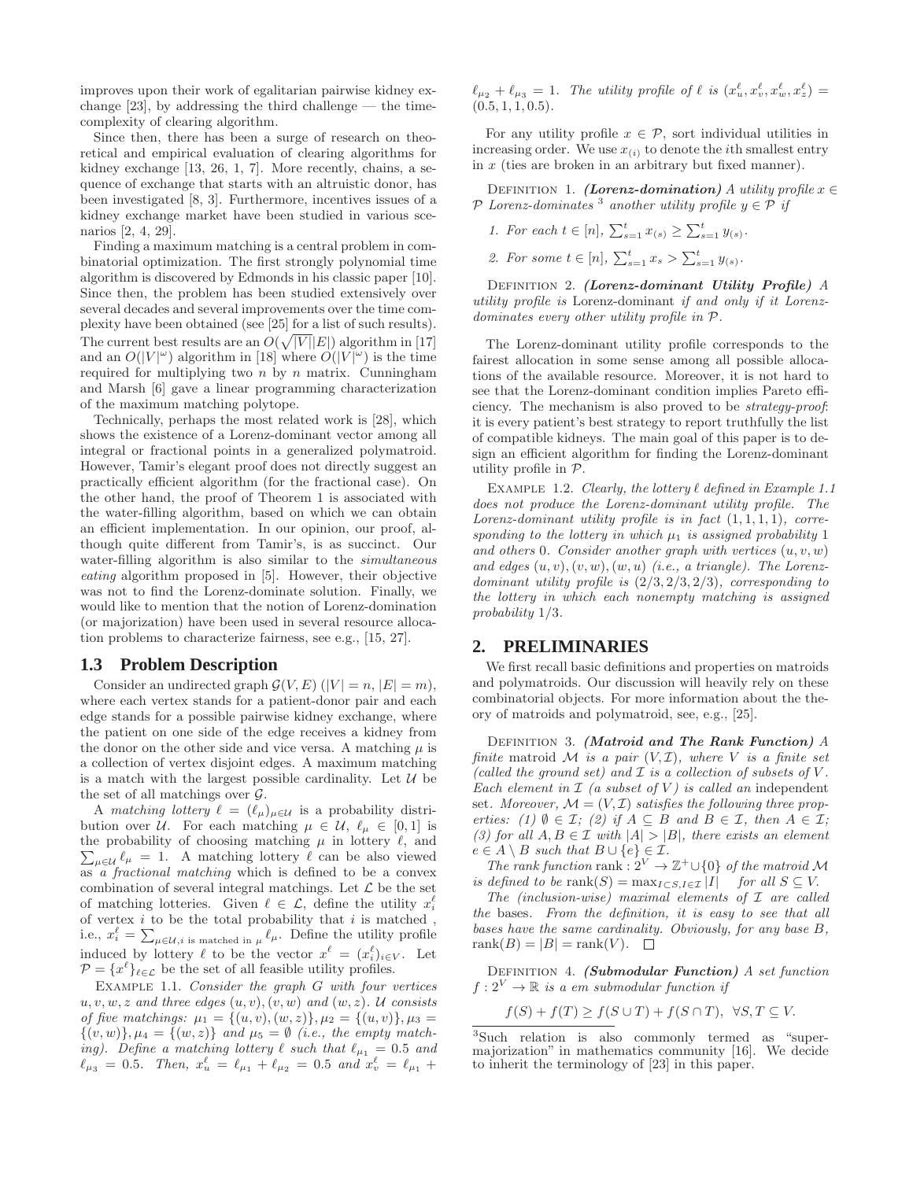improves upon their work of egalitarian pairwise kidney exchange [23], by addressing the third challenge — the time-complexity of clearing algorithm.

Since then, there has been a surge of research on theoretical and empirical evaluation of clearing algorithms for kidney exchange [13, 26, 1, 7]. More recently, chains, a sequence of exchange that starts with an altruistic donor, has been investigated [8, 3]. Furthermore, incentives issues of a kidney exchange market have been studied in various scenarios [2, 4, 29].

Finding a maximum matching is a central problem in combinatorial optimization. The first strongly polynomial time algorithm is discovered by Edmonds in his classic paper [10]. Since then, the problem has been studied extensively over several decades and several improvements over the time complexity have been obtained (see [25] for a list of such results). The current best results are an $O(\sqrt{|V|}|E|)$ algorithm in [17] and an $O(|V|^\omega)$ algorithm in [18] where $O(|V|^\omega)$ is the time required for multiplying two $n$ by $n$ matrix. Cunningham and Marsh [6] gave a linear programming characterization of the maximum matching polytope.

Technically, perhaps the most related work is [28], which shows the existence of a Lorenz-dominant vector among all integral or fractional points in a generalized polymatroid. However, Tamir's elegant proof does not directly suggest an practically efficient algorithm (for the fractional case). On the other hand, the proof of Theorem 1 is associated with the water-filling algorithm, based on which we can obtain an efficient implementation. In our opinion, our proof, although quite different from Tamir's, is as succinct. Our water-filling algorithm is also similar to the *simultaneous eating* algorithm proposed in [5]. However, their objective was not to find the Lorenz-dominate solution. Finally, we would like to mention that the notion of Lorenz-domination (or majorization) have been used in several resource allocation problems to characterize fairness, see e.g., [15, 27].

### 1.3 Problem Description

Consider an undirected graph $\mathcal{G}(V, E)$ ($|V| = n$, $|E| = m$), where each vertex stands for a patient-donor pair and each edge stands for a possible pairwise kidney exchange, where the patient on one side of the edge receives a kidney from the donor on the other side and vice versa. A matching $\mu$ is a collection of vertex disjoint edges. A maximum matching is a match with the largest possible cardinality. Let $\mathcal{U}$ be the set of all matchings over $\mathcal{G}$.

A *matching lottery* $\ell = (\ell_\mu)_{\mu \in \mathcal{U}}$ is a probability distribution over $\mathcal{U}$. For each matching $\mu \in \mathcal{U}$, $\ell_\mu \in [0, 1]$ is the probability of choosing matching $\mu$ in lottery $\ell$, and $\sum_{\mu \in \mathcal{U}} \ell_\mu = 1$. A matching lottery $\ell$ can be also viewed as *a fractional matching* which is defined to be a convex combination of several integral matchings. Let $\mathcal{L}$ be the set of matching lotteries. Given $\ell \in \mathcal{L}$, define the utility $x_i^\ell$ of vertex $i$ to be the total probability that $i$ is matched, i.e., $x_i^\ell = \sum_{\mu \in \mathcal{U}, i \text{ is matched in } \mu} \ell_\mu$. Define the utility profile induced by lottery $\ell$ to be the vector $x^\ell = (x_i^\ell)_{i \in V}$. Let $\mathcal{P} = \{x^\ell\}_{\ell \in \mathcal{L}}$ be the set of all feasible utility profiles.

Example 1.1. *Consider the graph $G$ with four vertices $u, v, w, z$ and three edges $(u, v), (v, w)$ and $(w, z)$. $\mathcal{U}$ consists of five matchings: $\mu_1 = \{(u, v), (w, z)\}, \mu_2 = \{(u, v)\}, \mu_3 = \{(v, w)\}, \mu_4 = \{(w, z)\}$ and $\mu_5 = \emptyset$ (i.e., the empty matching). Define a matching lottery $\ell$ such that $\ell_{\mu_1} = 0.5$ and $\ell_{\mu_3} = 0.5$. Then, $x_u^\ell = \ell_{\mu_1} + \ell_{\mu_2} = 0.5$ and $x_v^\ell = \ell_{\mu_1} + \ell_{\mu_2} + \ell_{\mu_3} = 1$. The utility profile of $\ell$ is $(x_u^\ell, x_v^\ell, x_w^\ell, x_z^\ell) = (0.5, 1, 1, 0.5)$.*

For any utility profile $x \in \mathcal{P}$, sort individual utilities in increasing order. We use $x_{(i)}$ to denote the $i$th smallest entry in $x$ (ties are broken in an arbitrary but fixed manner).

Definition 1. ***(Lorenz-domination)*** *A utility profile $x \in \mathcal{P}$ Lorenz-dominates* [3] *another utility profile $y \in \mathcal{P}$ if*

1. *For each $t \in [n]$, $\sum_{s=1}^t x_{(s)} \geq \sum_{s=1}^t y_{(s)}$.*
2. *For some $t \in [n]$, $\sum_{s=1}^t x_s > \sum_{s=1}^t y_{(s)}$.*

Definition 2. ***(Lorenz-dominant Utility Profile)*** *A utility profile is* Lorenz-dominant *if and only if it Lorenz-dominates every other utility profile in $\mathcal{P}$.*

The Lorenz-dominant utility profile corresponds to the fairest allocation in some sense among all possible allocations of the available resource. Moreover, it is not hard to see that the Lorenz-dominant condition implies Pareto efficiency. The mechanism is also proved to be *strategy-proof*: it is every patient's best strategy to report truthfully the list of compatible kidneys. The main goal of this paper is to design an efficient algorithm for finding the Lorenz-dominant utility profile in $\mathcal{P}$.

Example 1.2. *Clearly, the lottery $\ell$ defined in Example 1.1 does not produce the Lorenz-dominant utility profile. The Lorenz-dominant utility profile is in fact $(1, 1, 1, 1)$, corresponding to the lottery in which $\mu_1$ is assigned probability 1 and others 0. Consider another graph with vertices $(u, v, w)$ and edges $(u, v), (v, w), (w, u)$ (i.e., a triangle). The Lorenz-dominant utility profile is $(2/3, 2/3, 2/3)$, corresponding to the lottery in which each nonempty matching is assigned probability $1/3$.*

## 2. PRELIMINARIES

We first recall basic definitions and properties on matroids and polymatroids. Our discussion will heavily rely on these combinatorial objects. For more information about the theory of matroids and polymatroid, see, e.g., [25].

Definition 3. ***(Matroid and The Rank Function)*** *A finite* matroid *$\mathcal{M}$ is a pair $(V, \mathcal{I})$, where $V$ is a finite set (called the ground set) and $\mathcal{I}$ is a collection of subsets of $V$. Each element in $\mathcal{I}$ (a subset of $V$) is called an* independent *set. Moreover, $\mathcal{M} = (V, \mathcal{I})$ satisfies the following three properties: (1) $\emptyset \in \mathcal{I}$; (2) if $A \subseteq B$ and $B \in \mathcal{I}$, then $A \in \mathcal{I}$; (3) for all $A, B \in \mathcal{I}$ with $|A| > |B|$, there exists an element $e \in A \setminus B$ such that $B \cup \{e\} \in \mathcal{I}$.*

*The rank function $\text{rank} : 2^V \to \mathbb{Z}^+ \cup \{0\}$ of the matroid $\mathcal{M}$ is defined to be $\text{rank}(S) = \max_{I \subset S, I \in \mathcal{I}} |I| \quad$ for all $S \subseteq V$.*

*The (inclusion-wise) maximal elements of $\mathcal{I}$ are called the* bases*. From the definition, it is easy to see that all bases have the same cardinality. Obviously, for any base $B$, $\text{rank}(B) = |B| = \text{rank}(V)$.* □

Definition 4. ***(Submodular Function)*** *A set function $f : 2^V \to \mathbb{R}$ is a em submodular function if*

$$f(S) + f(T) \geq f(S \cup T) + f(S \cap T), \ \ \forall S, T \subseteq V.$$

[3] Such relation is also commonly termed as "supermajorization" in mathematics community [16]. We decide to inherit the terminology of [23] in this paper.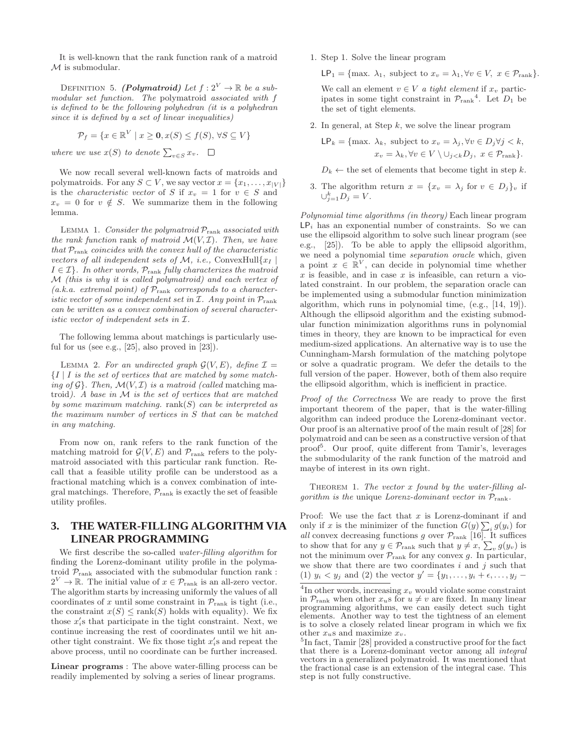It is well-known that the rank function rank of a matroid $\mathcal{M}$ is submodular.

DEFINITION 5. ***(Polymatroid)*** *Let $f : 2^V \to \mathbb{R}$ be a submodular set function. The* polymatroid *associated with $f$ is defined to be the following polyhedran (it is a polyhedran since it is defined by a set of linear inequalities)*

$$\mathcal{P}_f = \{x \in \mathbb{R}^V \mid x \geq \mathbf{0}, x(S) \leq f(S), \forall S \subseteq V\}$$

*where we use $x(S)$ to denote $\sum_{v \in S} x_v$.* □

We now recall several well-known facts of matroids and polymatroids. For any $S \subset V$, we say vector $x = \{x_1, \ldots, x_{|V|}\}$ is the *characteristic vector* of $S$ if $x_v = 1$ for $v \in S$ and $x_v = 0$ for $v \notin S$. We summarize them in the following lemma.

LEMMA 1. *Consider the polymatroid $\mathcal{P}_{\text{rank}}$ associated with the rank function* rank *of matroid $\mathcal{M}(V, \mathcal{I})$. Then, we have that $\mathcal{P}_{\text{rank}}$ coincides with the convex hull of the characteristic vectors of all independent sets of $\mathcal{M}$, i.e.,* ConvexHull$\{x_I \mid I \in \mathcal{I}\}$*. In other words, $\mathcal{P}_{\text{rank}}$ fully characterizes the matroid $\mathcal{M}$ (this is why it is called polymatroid) and each vertex of (a.k.a. extremal point) of $\mathcal{P}_{\text{rank}}$ corresponds to a characteristic vector of some independent set in $\mathcal{I}$. Any point in $\mathcal{P}_{\text{rank}}$ can be written as a convex combination of several characteristic vector of independent sets in $\mathcal{I}$.*

The following lemma about matchings is particularly useful for us (see e.g., [25], also proved in [23]).

LEMMA 2. *For an undirected graph $\mathcal{G}(V, E)$, define $\mathcal{I} = \{I \mid I$ is the set of vertices that are matched by some matching of $\mathcal{G}\}$. Then, $\mathcal{M}(V, \mathcal{I})$ is a matroid (called* matching matroid*). A base in $\mathcal{M}$ is the set of vertices that are matched by some maximum matching.* rank$(S)$ *can be interpreted as the maximum number of vertices in $S$ that can be matched in any matching.*

From now on, rank refers to the rank function of the matching matroid for $\mathcal{G}(V, E)$ and $\mathcal{P}_{\text{rank}}$ refers to the polymatroid associated with this particular rank function. Recall that a feasible utility profile can be understood as a fractional matching which is a convex combination of integral matchings. Therefore, $\mathcal{P}_{\text{rank}}$ is exactly the set of feasible utility profiles.

# 3. THE WATER-FILLING ALGORITHM VIA LINEAR PROGRAMMING

We first describe the so-called *water-filling algorithm* for finding the Lorenz-dominant utility profile in the polymatroid $\mathcal{P}_{\text{rank}}$ associated with the submodular function rank : $2^V \to \mathbb{R}$. The initial value of $x \in \mathcal{P}_{\text{rank}}$ is an all-zero vector. The algorithm starts by increasing uniformly the values of all coordinates of $x$ until some constraint in $\mathcal{P}_{\text{rank}}$ is tight (i.e., the constraint $x(S) \leq \text{rank}(S)$ holds with equality). We fix those $x_i'$s that participate in the tight constraint. Next, we continue increasing the rest of coordinates until we hit another tight constraint. We fix those tight $x_i'$s and repeat the above process, until no coordinate can be further increased.

**Linear programs** : The above water-filling process can be readily implemented by solving a series of linear programs.

1. Step 1. Solve the linear program

   $\mathsf{LP}_1 = \{\text{max. } \lambda_1, \text{ subject to } x_v = \lambda_1, \forall v \in V, \ x \in \mathcal{P}_{\text{rank}}\}.$

   We call an element $v \in V$ *a tight element* if $x_v$ participates in some tight constraint in $\mathcal{P}_{\text{rank}}$[4]. Let $D_1$ be the set of tight elements.

2. In general, at Step $k$, we solve the linear program

   $$\mathsf{LP}_k = \{\text{max. } \lambda_k, \text{ subject to } x_v = \lambda_j, \forall v \in D_j \forall j < k, \ x_v = \lambda_k, \forall v \in V \setminus \cup_{j<k} D_j, \ x \in \mathcal{P}_{\text{rank}}\}.$$

   $D_k \leftarrow$ the set of elements that become tight in step $k$.

3. The algorithm return $x = \{x_v = \lambda_j \text{ for } v \in D_j\}_v$ if $\cup_{j=1}^k D_j = V$.

*Polynomial time algorithms (in theory)* Each linear program $\mathsf{LP}_i$ has an exponential number of constraints. So we can use the ellipsoid algorithm to solve such linear program (see e.g., [25]). To be able to apply the ellipsoid algorithm, we need a polynomial time *separation oracle* which, given a point $x \in \mathbb{R}^V$, can decide in polynomial time whether $x$ is feasible, and in case $x$ is infeasible, can return a violated constraint. In our problem, the separation oracle can be implemented using a submodular function minimization algorithm, which runs in polynomial time, (e.g., [14, 19]). Although the ellipsoid algorithm and the existing submodular function minimization algorithms runs in polynomial times in theory, they are known to be impractical for even medium-sized applications. An alternative way is to use the Cunningham-Marsh formulation of the matching polytope or solve a quadratic program. We defer the details to the full version of the paper. However, both of them also require the ellipsoid algorithm, which is inefficient in practice.

*Proof of the Correctness* We are ready to prove the first important theorem of the paper, that is the water-filling algorithm can indeed produce the Lorenz-dominant vector. Our proof is an alternative proof of the main result of [28] for polymatroid and can be seen as a constructive version of that proof[5]. Our proof, quite different from Tamir's, leverages the submodularity of the rank function of the matroid and maybe of interest in its own right.

THEOREM 1. *The vector $x$ found by the water-filling algorithm is the* unique *Lorenz-dominant vector in $\mathcal{P}_{\text{rank}}$.*

Proof: We use the fact that $x$ is Lorenz-dominant if and only if $x$ is the minimizer of the function $G(y) \sum_i g(y_i)$ for *all* convex decreasing functions $g$ over $\mathcal{P}_{\text{rank}}$ [16]. It suffices to show that for any $y \in \mathcal{P}_{\text{rank}}$ such that $y \neq x$, $\sum_v g(y_v)$ is not the minimum over $\mathcal{P}_{\text{rank}}$ for any convex $g$. In particular, we show that there are two coordinates $i$ and $j$ such that (1) $y_i < y_j$ and (2) the vector $y' = \{y_1, \ldots, y_i + \epsilon, \ldots, y_j -$

[4] In other words, increasing $x_v$ would violate some constraint in $\mathcal{P}_{\text{rank}}$ when other $x_u$s for $u \neq v$ are fixed. In many linear programming algorithms, we can easily detect such tight elements. Another way to test the tightness of an element is to solve a closely related linear program in which we fix other $x_u$s and maximize $x_v$.

[5] In fact, Tamir [28] provided a constructive proof for the fact that there is a Lorenz-dominant vector among all *integral* vectors in a generalized polymatroid. It was mentioned that the fractional case is an extension of the integral case. This step is not fully constructive.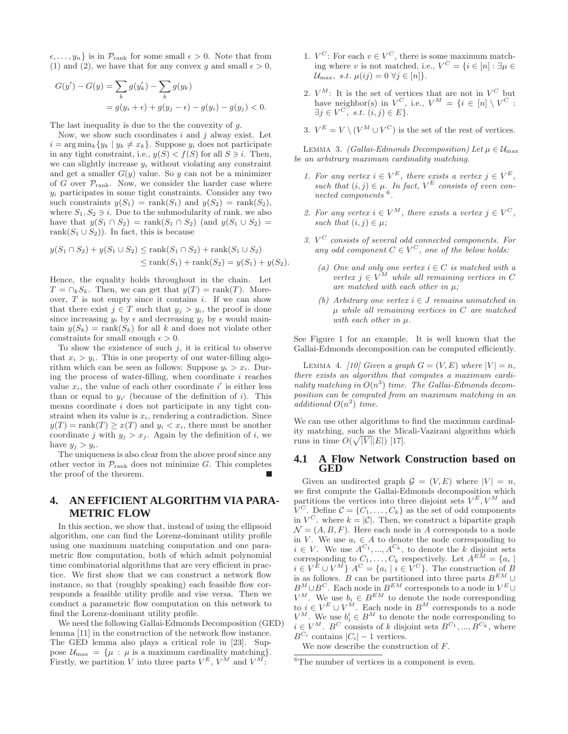$\epsilon, \ldots, y_n\}$ is in $\mathcal{P}_{\text{rank}}$ for some small $\epsilon > 0$. Note that from (1) and (2), we have that for any convex $g$ and small $\epsilon > 0$,

$$G(y') - G(y) = \sum_k g(y'_k) - \sum_k g(y_k)$$
$$= g(y_i + \epsilon) + g(y_j - \epsilon) - g(y_i) - g(y_j) < 0.$$

The last inequality is due to the the convexity of $g$.

Now, we show such coordinates $i$ and $j$ alway exist. Let $i = \arg\min_k\{y_k \mid y_k \neq x_k\}$. Suppose $y_i$ does not participate in any tight constraint, i.e., $y(S) < f(S)$ for all $S \ni i$. Then, we can slightly increase $y_i$ without violating any constraint and get a smaller $G(y)$ value. So $y$ can not be a minimizer of $G$ over $\mathcal{P}_{\text{rank}}$. Now, we consider the harder case where $y_i$ participates in some tight constraints. Consider any two such constraints $y(S_1) = \text{rank}(S_1)$ and $y(S_2) = \text{rank}(S_2)$, where $S_1, S_2 \ni i$. Due to the submodularity of rank, we also have that $y(S_1 \cap S_2) = \text{rank}(S_1 \cap S_2)$ (and $y(S_1 \cup S_2) = \text{rank}(S_1 \cup S_2)$). In fact, this is because

$$y(S_1 \cap S_2) + y(S_1 \cup S_2) \leq \text{rank}(S_1 \cap S_2) + \text{rank}(S_1 \cup S_2)$$
$$\leq \text{rank}(S_1) + \text{rank}(S_2) = y(S_1) + y(S_2).$$

Hence, the equality holds throughout in the chain. Let $T = \cap_k S_k$. Then, we can get that $y(T) = \text{rank}(T)$. Moreover, $T$ is not empty since it contains $i$. If we can show that there exist $j \in T$ such that $y_j > y_i$, the proof is done since increasing $y_i$ by $\epsilon$ and decreasing $y_j$ by $\epsilon$ would maintain $y(S_k) = \text{rank}(S_k)$ for all $k$ and does not violate other constraints for small enough $\epsilon > 0$.

To show the existence of such $j$, it is critical to observe that $x_i > y_i$. This is one property of our water-filling algorithm which can be seen as follows: Suppose $y_i > x_i$. During the process of water-filling, when coordinate $i$ reaches value $x_i$, the value of each other coordinate $i'$ is either less than or equal to $y_{i'}$ (because of the definition of $i$). This means coordinate $i$ does not participate in any tight constraint when its value is $x_i$, rendering a contradiction. Since $y(T) = \text{rank}(T) \geq x(T)$ and $y_i < x_i$, there must be another coordinate $j$ with $y_j > x_j$. Again by the definition of $i$, we have $y_j > y_i$.

The uniqueness is also clear from the above proof since any other vector in $\mathcal{P}_{\text{rank}}$ does not minimize $G$. This completes the proof of the theorem. ∎

## 4. AN EFFICIENT ALGORITHM VIA PARAMETRIC FLOW

In this section, we show that, instead of using the ellipsoid algorithm, one can find the Lorenz-dominant utility profile using one maximum matching computation and one parametric flow computation, both of which admit polynomial time combinatorial algorithms that are very efficient in practice. We first show that we can construct a network flow instance, so that (roughly speaking) each feasible flow corresponds a feasible utility profile and vise versa. Then we conduct a parametric flow computation on this network to find the Lorenz-dominant utility profile.

We need the following Gallai-Edmonds Decomposition (GED) lemma [11] in the construction of the network flow instance. The GED lemma also plays a critical role in [23]. Suppose $\mathcal{U}_{\max} = \{\mu : \mu \text{ is a maximum cardinality matching}\}$. Firstly, we partition $V$ into three parts $V^E$, $V^M$ and $V^M$:

1. $V^C$: For each $v \in V^C$, there is some maximum matching where $v$ is not matched, i.e., $V^C = \{i \in [n] : \exists \mu \in \mathcal{U}_{\max},\ s.t.\ \mu(ij) = 0\ \forall j \in [n]\}$.
2. $V^M$: It is the set of vertices that are not in $V^C$ but have neighbor(s) in $V^C$, i.e., $V^M = \{i \in [n] \setminus V^C : \exists j \in V^C,\ s.t.\ (i,j) \in E\}$.
3. $V^E = V \setminus (V^M \cup V^C)$ is the set of the rest of vertices.

LEMMA 3. *(Gallai-Edmonds Decomposition) Let $\mu \in \mathcal{U}_{\max}$ be an arbitrary maximum cardinality matching.*

1. *For any vertex $i \in V^E$, there exists a vertex $j \in V^E$, such that $(i,j) \in \mu$. In fact, $V^E$ consists of even connected components [6].*
2. *For any vertex $i \in V^M$, there exists a vertex $j \in V^C$, such that $(i,j) \in \mu$;*
3. *$V^C$ consists of several odd connected components. For any odd component $C \in V^C$, one of the below holds:*
   - *(a) One and only one vertex $i \in C$ is matched with a vertex $j \in V^M$ while all remaining vertices in $C$ are matched with each other in $\mu$;*
   - *(b) Arbitrary one vertex $i \in J$ remains unmatched in $\mu$ while all remaining vertices in $C$ are matched with each other in $\mu$.*

See Figure 1 for an example. It is well known that the Gallai-Edmonds decomposition can be computed efficiently.

LEMMA 4. *[10] Given a graph $G = (V,E)$ where $|V| = n$, there exists an algorithm that computes a maximum cardinality matching in $O(n^3)$ time. The Gallai-Edmonds decomposition can be computed from an maximum matching in an additional $O(n^2)$ time.*

We can use other algorithms to find the maximum cardinality matching, such as the Micali-Vazirani algorithm which runs in time $O(\sqrt{|V|}|E|)$ [17].

### 4.1 A Flow Network Construction based on GED

Given an undirected graph $\mathcal{G} = (V,E)$ where $|V| = n$, we first compute the Gallai-Edmonds decomposition which partitions the vertices into three disjoint sets $V^E, V^M$ and $V^C$. Define $\mathcal{C} = \{C_1, \ldots, C_k\}$ as the set of odd components in $V^C$. where $k = |\mathcal{C}|$. Then, we construct a bipartite graph $\mathcal{N} = (A, B, F)$. Here each node in $A$ corresponds to a node in $V$. We use $a_i \in A$ to denote the node corresponding to $i \in V$. We use $A^{C_1}, ..., A^{C_k}$, to denote the $k$ disjoint sets corresponding to $C_1, \ldots, C_k$ respectively. Let $A^{EM} = \{a_i \mid i \in V^E \cup V^M\}$ $A^C = \{a_i \mid i \in V^C\}$. The construction of $B$ is as follows. $B$ can be partitioned into three parts $B^{EM} \cup B^M \cup B^C$. Each node in $B^{EM}$ corresponds to a node in $V^E \cup V^M$. We use $b_i \in B^{EM}$ to denote the node corresponding to $i \in V^E \cup V^M$. Each node in $B^M$ corresponds to a node $V^M$. We use $b'_i \in B^M$ to denote the node corresponding to $i \in V^M$. $B^C$ consists of $k$ disjoint sets $B^{C_1}, ..., B^{C_k}$, where $B^{C_i}$ contains $|C_i| - 1$ vertices.

We now describe the construction of $F$.

[6] The number of vertices in a component is even.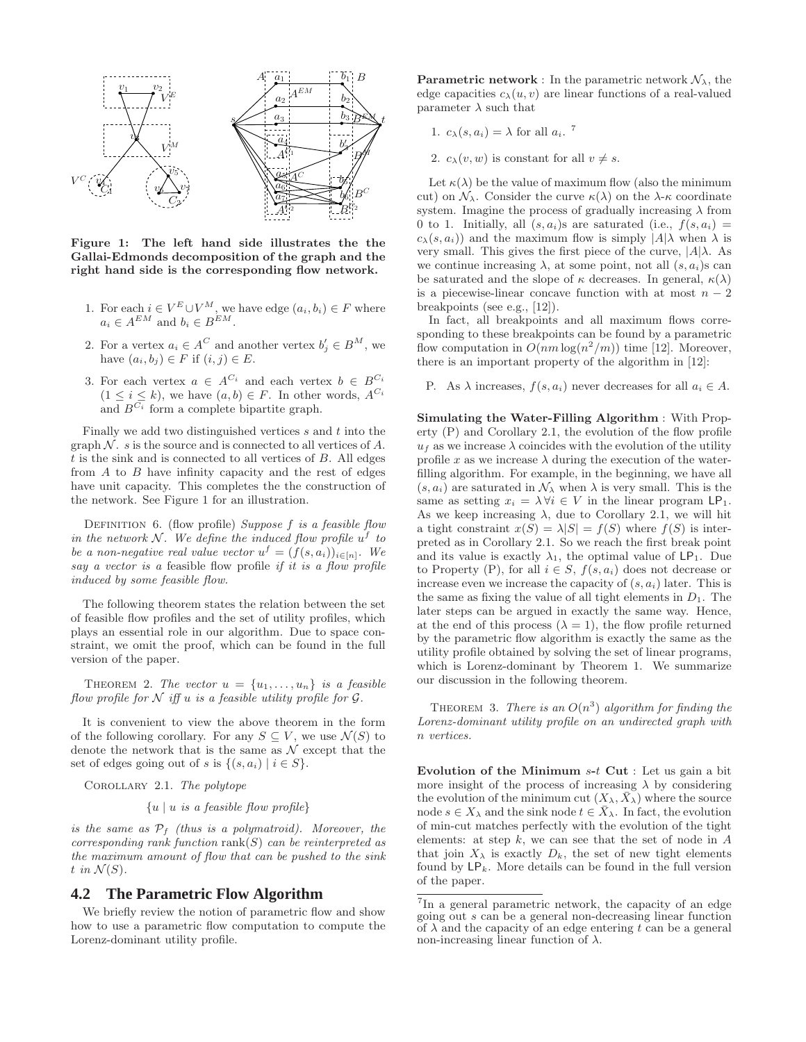**Figure 1: The left hand side illustrates the the Gallai-Edmonds decomposition of the graph and the right hand side is the corresponding flow network.**

1. For each $i \in V^E \cup V^M$, we have edge $(a_i, b_i) \in F$ where $a_i \in A^{EM}$ and $b_i \in B^{EM}$.
2. For a vertex $a_i \in A^C$ and another vertex $b'_j \in B^M$, we have $(a_i, b_j) \in F$ if $(i, j) \in E$.
3. For each vertex $a \in A^{C_i}$ and each vertex $b \in B^{C_i}$ $(1 \le i \le k)$, we have $(a, b) \in F$. In other words, $A^{C_i}$ and $B^{C_i}$ form a complete bipartite graph.

Finally we add two distinguished vertices $s$ and $t$ into the graph $\mathcal{N}$. $s$ is the source and is connected to all vertices of $A$. $t$ is the sink and is connected to all vertices of $B$. All edges from $A$ to $B$ have infinity capacity and the rest of edges have unit capacity. This completes the the construction of the network. See Figure 1 for an illustration.

Definition 6. (flow profile) *Suppose $f$ is a feasible flow in the network $\mathcal{N}$. We define the induced flow profile $u^f$ to be a non-negative real value vector $u^f = (f(s, a_i))_{i \in [n]}$. We say a vector is a* feasible flow profile *if it is a flow profile induced by some feasible flow.*

The following theorem states the relation between the set of feasible flow profiles and the set of utility profiles, which plays an essential role in our algorithm. Due to space constraint, we omit the proof, which can be found in the full version of the paper.

Theorem 2. *The vector $u = \{u_1, \ldots, u_n\}$ is a feasible flow profile for $\mathcal{N}$ iff $u$ is a feasible utility profile for $\mathcal{G}$.*

It is convenient to view the above theorem in the form of the following corollary. For any $S \subseteq V$, we use $\mathcal{N}(S)$ to denote the network that is the same as $\mathcal{N}$ except that the set of edges going out of $s$ is $\{(s, a_i) \mid i \in S\}$.

Corollary 2.1. *The polytope*

$$\{u \mid u \text{ is a feasible flow profile}\}$$

*is the same as $\mathcal{P}_f$ (thus is a polymatroid). Moreover, the corresponding rank function $\text{rank}(S)$ can be reinterpreted as the maximum amount of flow that can be pushed to the sink $t$ in $\mathcal{N}(S)$.*

## 4.2 The Parametric Flow Algorithm

We briefly review the notion of parametric flow and show how to use a parametric flow computation to compute the Lorenz-dominant utility profile.

**Parametric network** : In the parametric network $\mathcal{N}_\lambda$, the edge capacities $c_\lambda(u, v)$ are linear functions of a real-valued parameter $\lambda$ such that

1. $c_\lambda(s, a_i) = \lambda$ for all $a_i$. [7]
2. $c_\lambda(v, w)$ is constant for all $v \neq s$.

Let $\kappa(\lambda)$ be the value of maximum flow (also the minimum cut) on $\mathcal{N}_\lambda$. Consider the curve $\kappa(\lambda)$ on the $\lambda$-$\kappa$ coordinate system. Imagine the process of gradually increasing $\lambda$ from 0 to 1. Initially, all $(s, a_i)$s are saturated (i.e., $f(s, a_i) = c_\lambda(s, a_i)$) and the maximum flow is simply $|A|\lambda$ when $\lambda$ is very small. This gives the first piece of the curve, $|A|\lambda$. As we continue increasing $\lambda$, at some point, not all $(s, a_i)$s can be saturated and the slope of $\kappa$ decreases. In general, $\kappa(\lambda)$ is a piecewise-linear concave function with at most $n - 2$ breakpoints (see e.g., [12]).

In fact, all breakpoints and all maximum flows corresponding to these breakpoints can be found by a parametric flow computation in $O(nm \log(n^2/m))$ time [12]. Moreover, there is an important property of the algorithm in [12]:

P. As $\lambda$ increases, $f(s, a_i)$ never decreases for all $a_i \in A$.

**Simulating the Water-Filling Algorithm** : With Property (P) and Corollary 2.1, the evolution of the flow profile $u_f$ as we increase $\lambda$ coincides with the evolution of the utility profile $x$ as we increase $\lambda$ during the execution of the water-filling algorithm. For example, in the beginning, we have all $(s, a_i)$ are saturated in $\mathcal{N}_\lambda$ when $\lambda$ is very small. This is the same as setting $x_i = \lambda \, \forall i \in V$ in the linear program $\mathsf{LP}_1$. As we keep increasing $\lambda$, due to Corollary 2.1, we will hit a tight constraint $x(S) = \lambda|S| = f(S)$ where $f(S)$ is interpreted as in Corollary 2.1. So we reach the first break point and its value is exactly $\lambda_1$, the optimal value of $\mathsf{LP}_1$. Due to Property (P), for all $i \in S$, $f(s, a_i)$ does not decrease or increase even we increase the capacity of $(s, a_i)$ later. This is the same as fixing the value of all tight elements in $D_1$. The later steps can be argued in exactly the same way. Hence, at the end of this process ($\lambda = 1$), the flow profile returned by the parametric flow algorithm is exactly the same as the utility profile obtained by solving the set of linear programs, which is Lorenz-dominant by Theorem 1. We summarize our discussion in the following theorem.

Theorem 3. *There is an $O(n^3)$ algorithm for finding the Lorenz-dominant utility profile on an undirected graph with $n$ vertices.*

**Evolution of the Minimum $s$-$t$ Cut** : Let us gain a bit more insight of the process of increasing $\lambda$ by considering the evolution of the minimum cut $(X_\lambda, \bar{X}_\lambda)$ where the source node $s \in X_\lambda$ and the sink node $t \in \bar{X}_\lambda$. In fact, the evolution of min-cut matches perfectly with the evolution of the tight elements: at step $k$, we can see that the set of node in $A$ that join $X_\lambda$ is exactly $D_k$, the set of new tight elements found by $\mathsf{LP}_k$. More details can be found in the full version of the paper.

[7] In a general parametric network, the capacity of an edge going out $s$ can be a general non-decreasing linear function of $\lambda$ and the capacity of an edge entering $t$ can be a general non-increasing linear function of $\lambda$.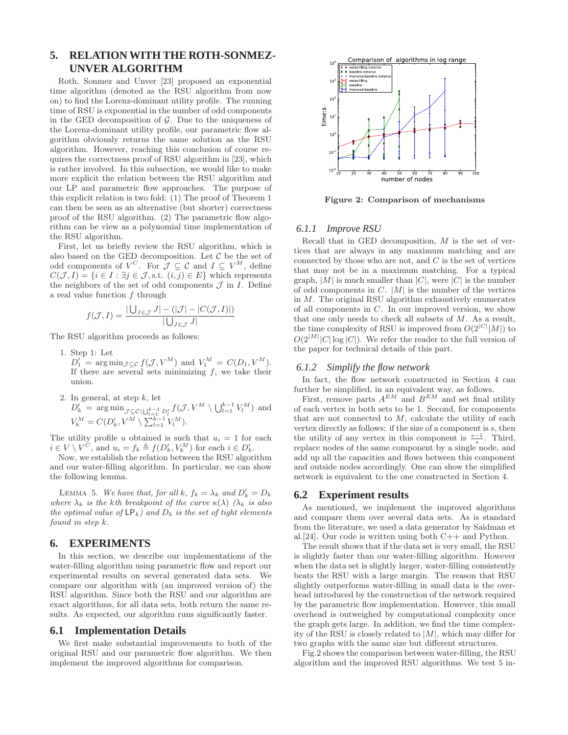## 5. RELATION WITH THE ROTH-SONMEZ-UNVER ALGORITHM

Roth, Sonmez and Unver [23] proposed an exponential time algorithm (denoted as the RSU algorithm from now on) to find the Lorenz-dominant utility profile. The running time of RSU is exponential in the number of odd components in the GED decomposition of $\mathcal{G}$. Due to the uniqueness of the Lorenz-dominant utility profile, our parametric flow algorithm obviously returns the same solution as the RSU algorithm. However, reaching this conclusion of course requires the correctness proof of RSU algorithm in [23], which is rather involved. In this subsection, we would like to make more explicit the relation between the RSU algorithm and our LP and parametric flow approaches. The purpose of this explicit relation is two fold: (1) The proof of Theorem 1 can then be seen as an alternative (but shorter) correctness proof of the RSU algorithm. (2) The parametric flow algorithm can be view as a polynomial time implementation of the RSU algorithm.

First, let us briefly review the RSU algorithm, which is also based on the GED decomposition. Let $\mathcal{C}$ be the set of odd components of $V^C$. For $\mathcal{J} \subseteq \mathcal{C}$ and $I \subseteq V^M$, define $C(\mathcal{J}, I) = \{i \in I : \exists j \in \mathcal{J}, \text{s.t. } (i,j) \in E\}$ which represents the neighbors of the set of odd components $\mathcal{J}$ in $I$. Define a real value function $f$ through

$$f(\mathcal{J}, I) = \frac{|\bigcup_{J \in \mathcal{J}} J| - (|\mathcal{J}| - |C(\mathcal{J}, I)|)}{|\bigcup_{J \in \mathcal{J}} J|}$$

The RSU algorithm proceeds as follows:

1. Step 1: Let $D_1' = \arg\min_{\mathcal{J} \subseteq \mathcal{C}} f(\mathcal{J}, V^M)$ and $V_1^M = C(D_1, V^M)$. If there are several sets minimizing $f$, we take their union.
2. In general, at step $k$, let $D_k' = \arg\min_{\mathcal{J} \subseteq \mathcal{C} \setminus \bigcup_{l=1}^{k-1} D_l'} f(\mathcal{J}, V^M \setminus \bigcup_{l=1}^{k-1} V_l^M)$ and $V_k^M = C(D_k', V^M \setminus \sum_{l=1}^{k-1} V_l^M)$.

The utility profile $u$ obtained is such that $u_i = 1$ for each $i \in V \setminus V^C$, and $u_i = f_k \triangleq f(D_k', V_k^M)$ for each $i \in D_k'$.

Now, we establish the relation between the RSU algorithm and our water-filling algorithm. In particular, we can show the following lemma.

LEMMA 5. *We have that, for all $k$, $f_k = \lambda_k$ and $D_k' = D_k$ where $\lambda_k$ is the $k$th breakpoint of the curve $\kappa(\lambda)$ ($\lambda_k$ is also the optimal value of $\mathsf{LP}_k$) and $D_k$ is the set of tight elements found in step $k$.*

## 6. EXPERIMENTS

In this section, we describe our implementations of the water-filling algorithm using parametric flow and report our experimental results on several generated data sets. We compare our algorithm with (an improved version of) the RSU algorithm. Since both the RSU and our algorithm are exact algorithms, for all data sets, both return the same results. As expected, our algorithm runs significantly faster.

### 6.1 Implementation Details

We first make substantial improvements to both of the original RSU and our parametric flow algorithm. We then implement the improved algorithms for comparison.

Figure 2: Comparison of mechanisms

#### 6.1.1 *Improve RSU*

Recall that in GED decomposition, $M$ is the set of vertices that are always in any maximum matching and are connected by those who are not, and $C$ is the set of vertices that may not be in a maximum matching. For a typical graph, $|M|$ is much smaller than $|C|$, were $|C|$ is the number of odd components in $C$. $|M|$ is the number of the vertices in $M$. The original RSU algorithm exhaustively enumerates of all components in $C$. In our improved version, we show that one only needs to check all subsets of $M$. As a result, the time complexity of RSU is improved from $O(2^{|C|}|M|)$ to $O(2^{|M|}|C|\log|C|)$. We refer the reader to the full version of the paper for technical details of this part.

#### 6.1.2 *Simplify the flow network*

In fact, the flow network constructed in Section 4 can further be simplified, in an equivalent way, as follows.

First, remove parts $A^{EM}$ and $B^{EM}$ and set final utility of each vertex in both sets to be 1. Second, for components that are not connected to $M$, calculate the utility of each vertex directly as follows: if the size of a component is $s$, then the utility of any vertex in this component is $\frac{s-1}{s}$. Third, replace nodes of the same component by a single node, and add up all the capacities and flows between this component and outside nodes accordingly. One can show the simplified network is equivalent to the one constructed in Section 4.

### 6.2 Experiment results

As mentioned, we implement the improved algorithms and compare them over several data sets. As is standard from the literature, we used a data generator by Saidman et al.[24]. Our code is written using both C++ and Python.

The result shows that if the data set is very small, the RSU is slightly faster than our water-filling algorithm. However when the data set is slightly larger, water-filling consistently beats the RSU with a large margin. The reason that RSU slightly outperforms water-filling in small data is the overhead introduced by the construction of the network required by the parametric flow implementation. However, this small overhead is outweighed by computational complexity once the graph gets large. In addition, we find the time complexity of the RSU is closely related to $|M|$, which may differ for two graphs with the same size but different structures.

Fig.2 shows the comparison between water-filling, the RSU algorithm and the improved RSU algorithms. We test 5 in-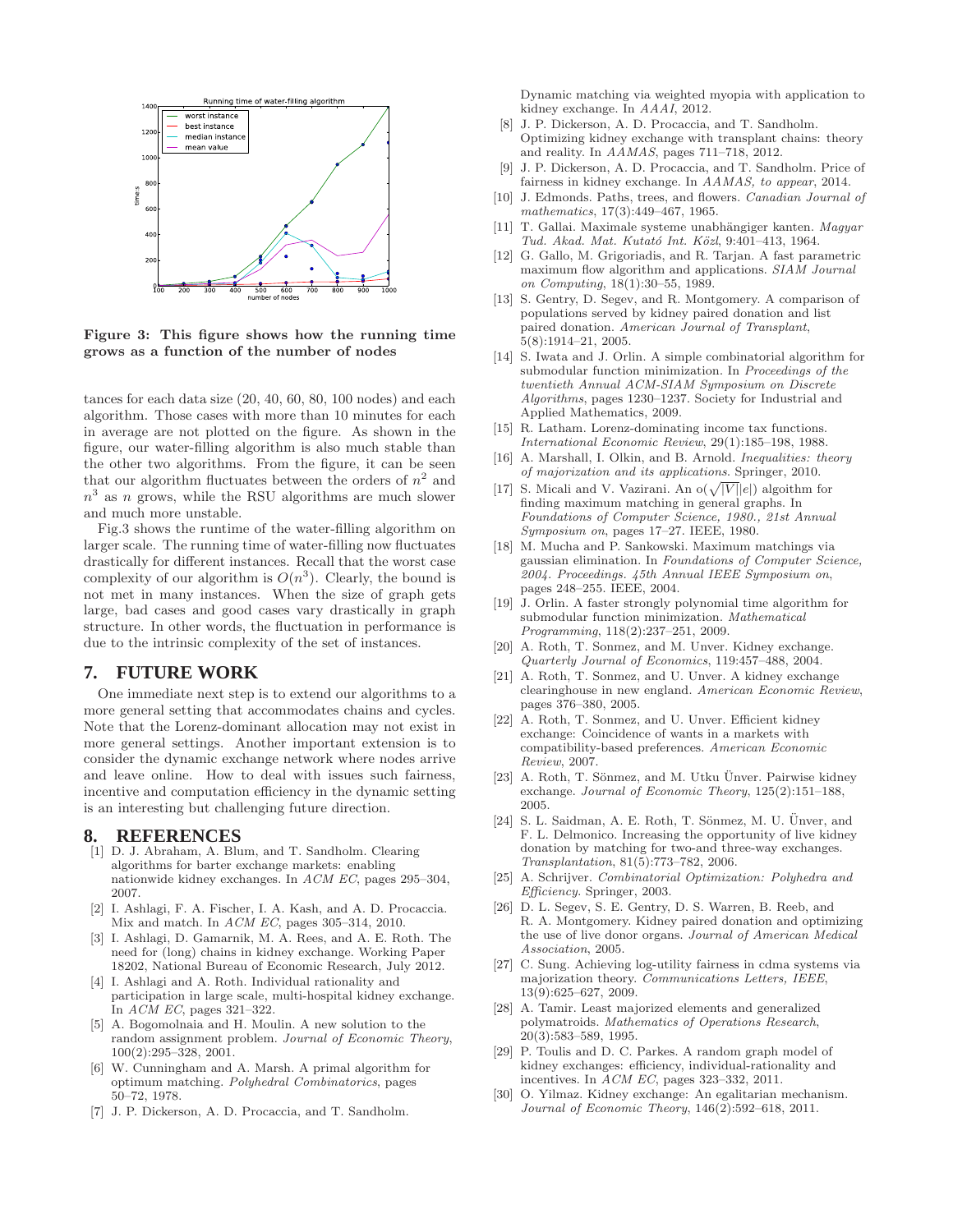Running time of water-filling algorithm

worst instance
best instance
median instance
mean value

time:s

number of nodes

1400
1200
1000
800
600
400
200
0

100 200 300 400 500 600 700 800 900 1000

**Figure 3: This figure shows how the running time grows as a function of the number of nodes**

tances for each data size (20, 40, 60, 80, 100 nodes) and each algorithm. Those cases with more than 10 minutes for each in average are not plotted on the figure. As shown in the figure, our water-filling algorithm is also much stable than the other two algorithms. From the figure, it can be seen that our algorithm fluctuates between the orders of $n^2$ and $n^3$ as $n$ grows, while the RSU algorithms are much slower and much more unstable.

Fig.3 shows the runtime of the water-filling algorithm on larger scale. The running time of water-filling now fluctuates drastically for different instances. Recall that the worst case complexity of our algorithm is $O(n^3)$. Clearly, the bound is not met in many instances. When the size of graph gets large, bad cases and good cases vary drastically in graph structure. In other words, the fluctuation in performance is due to the intrinsic complexity of the set of instances.

## 7. FUTURE WORK

One immediate next step is to extend our algorithms to a more general setting that accommodates chains and cycles. Note that the Lorenz-dominant allocation may not exist in more general settings. Another important extension is to consider the dynamic exchange network where nodes arrive and leave online. How to deal with issues such fairness, incentive and computation efficiency in the dynamic setting is an interesting but challenging future direction.

## 8. REFERENCES

[1] D. J. Abraham, A. Blum, and T. Sandholm. Clearing algorithms for barter exchange markets: enabling nationwide kidney exchanges. In *ACM EC*, pages 295–304, 2007.

[2] I. Ashlagi, F. A. Fischer, I. A. Kash, and A. D. Procaccia. Mix and match. In *ACM EC*, pages 305–314, 2010.

[3] I. Ashlagi, D. Gamarnik, M. A. Rees, and A. E. Roth. The need for (long) chains in kidney exchange. Working Paper 18202, National Bureau of Economic Research, July 2012.

[4] I. Ashlagi and A. Roth. Individual rationality and participation in large scale, multi-hospital kidney exchange. In *ACM EC*, pages 321–322.

[5] A. Bogomolnaia and H. Moulin. A new solution to the random assignment problem. *Journal of Economic Theory*, 100(2):295–328, 2001.

[6] W. Cunningham and A. Marsh. A primal algorithm for optimum matching. *Polyhedral Combinatorics*, pages 50–72, 1978.

[7] J. P. Dickerson, A. D. Procaccia, and T. Sandholm. Dynamic matching via weighted myopia with application to kidney exchange. In *AAAI*, 2012.

[8] J. P. Dickerson, A. D. Procaccia, and T. Sandholm. Optimizing kidney exchange with transplant chains: theory and reality. In *AAMAS*, pages 711–718, 2012.

[9] J. P. Dickerson, A. D. Procaccia, and T. Sandholm. Price of fairness in kidney exchange. In *AAMAS, to appear*, 2014.

[10] J. Edmonds. Paths, trees, and flowers. *Canadian Journal of mathematics*, 17(3):449–467, 1965.

[11] T. Gallai. Maximale systeme unabhängiger kanten. *Magyar Tud. Akad. Mat. Kutató Int. Közl*, 9:401–413, 1964.

[12] G. Gallo, M. Grigoriadis, and R. Tarjan. A fast parametric maximum flow algorithm and applications. *SIAM Journal on Computing*, 18(1):30–55, 1989.

[13] S. Gentry, D. Segev, and R. Montgomery. A comparison of populations served by kidney paired donation and list paired donation. *American Journal of Transplant*, 5(8):1914–21, 2005.

[14] S. Iwata and J. Orlin. A simple combinatorial algorithm for submodular function minimization. In *Proceedings of the twentieth Annual ACM-SIAM Symposium on Discrete Algorithms*, pages 1230–1237. Society for Industrial and Applied Mathematics, 2009.

[15] R. Latham. Lorenz-dominating income tax functions. *International Economic Review*, 29(1):185–198, 1988.

[16] A. Marshall, I. Olkin, and B. Arnold. *Inequalities: theory of majorization and its applications*. Springer, 2010.

[17] S. Micali and V. Vazirani. An $o(\sqrt{|V|}|e|)$ algoithm for finding maximum matching in general graphs. In *Foundations of Computer Science, 1980., 21st Annual Symposium on*, pages 17–27. IEEE, 1980.

[18] M. Mucha and P. Sankowski. Maximum matchings via gaussian elimination. In *Foundations of Computer Science, 2004. Proceedings. 45th Annual IEEE Symposium on*, pages 248–255. IEEE, 2004.

[19] J. Orlin. A faster strongly polynomial time algorithm for submodular function minimization. *Mathematical Programming*, 118(2):237–251, 2009.

[20] A. Roth, T. Sonmez, and M. Unver. Kidney exchange. *Quarterly Journal of Economics*, 119:457–488, 2004.

[21] A. Roth, T. Sonmez, and U. Unver. A kidney exchange clearinghouse in new england. *American Economic Review*, pages 376–380, 2005.

[22] A. Roth, T. Sonmez, and U. Unver. Efficient kidney exchange: Coincidence of wants in a markets with compatibility-based preferences. *American Economic Review*, 2007.

[23] A. Roth, T. Sönmez, and M. Utku Ünver. Pairwise kidney exchange. *Journal of Economic Theory*, 125(2):151–188, 2005.

[24] S. L. Saidman, A. E. Roth, T. Sönmez, M. U. Ünver, and F. L. Delmonico. Increasing the opportunity of live kidney donation by matching for two-and three-way exchanges. *Transplantation*, 81(5):773–782, 2006.

[25] A. Schrijver. *Combinatorial Optimization: Polyhedra and Efficiency*. Springer, 2003.

[26] D. L. Segev, S. E. Gentry, D. S. Warren, B. Reeb, and R. A. Montgomery. Kidney paired donation and optimizing the use of live donor organs. *Journal of American Medical Association*, 2005.

[27] C. Sung. Achieving log-utility fairness in cdma systems via majorization theory. *Communications Letters, IEEE*, 13(9):625–627, 2009.

[28] A. Tamir. Least majorized elements and generalized polymatroids. *Mathematics of Operations Research*, 20(3):583–589, 1995.

[29] P. Toulis and D. C. Parkes. A random graph model of kidney exchanges: efficiency, individual-rationality and incentives. In *ACM EC*, pages 323–332, 2011.

[30] O. Yilmaz. Kidney exchange: An egalitarian mechanism. *Journal of Economic Theory*, 146(2):592–618, 2011.